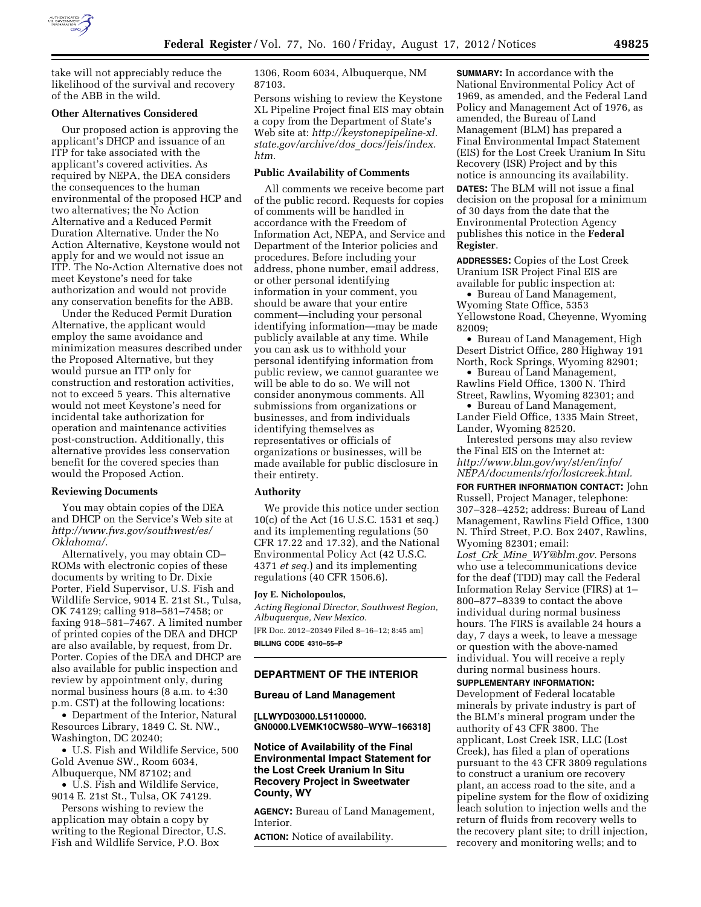take will not appreciably reduce the likelihood of the survival and recovery of the ABB in the wild.

**Other Alternatives Considered**

Our proposed action is approving the applicant's DHCP and issuance of an ITP for take associated with the applicant's covered activities. As required by NEPA, the DEA considers the consequences to the human environmental of the proposed HCP and two alternatives; the No Action Alternative and a Reduced Permit Duration Alternative. Under the No Action Alternative, Keystone would not apply for and we would not issue an ITP. The No-Action Alternative does not meet Keystone's need for take authorization and would not provide any conservation benefits for the ABB.

Under the Reduced Permit Duration Alternative, the applicant would employ the same avoidance and minimization measures described under the Proposed Alternative, but they would pursue an ITP only for construction and restoration activities, not to exceed 5 years. This alternative would not meet Keystone's need for incidental take authorization for operation and maintenance activities post-construction. Additionally, this alternative provides less conservation benefit for the covered species than would the Proposed Action.

**Reviewing Documents**

You may obtain copies of the DEA and DHCP on the Service's Web site at *http://www.fws.gov/southwest/es/Oklahoma/.*

Alternatively, you may obtain CD–ROMs with electronic copies of these documents by writing to Dr. Dixie Porter, Field Supervisor, U.S. Fish and Wildlife Service, 9014 E. 21st St., Tulsa, OK 74129; calling 918–581–7458; or faxing 918–581–7467. A limited number of printed copies of the DEA and DHCP are also available, by request, from Dr. Porter. Copies of the DEA and DHCP are also available for public inspection and review by appointment only, during normal business hours (8 a.m. to 4:30 p.m. CST) at the following locations:

- Department of the Interior, Natural Resources Library, 1849 C. St. NW., Washington, DC 20240;
- U.S. Fish and Wildlife Service, 500 Gold Avenue SW., Room 6034, Albuquerque, NM 87102; and
- U.S. Fish and Wildlife Service, 9014 E. 21st St., Tulsa, OK 74129.

Persons wishing to review the application may obtain a copy by writing to the Regional Director, U.S. Fish and Wildlife Service, P.O. Box 1306, Room 6034, Albuquerque, NM 87103.

Persons wishing to review the Keystone XL Pipeline Project final EIS may obtain a copy from the Department of State's Web site at: *http://keystonepipeline-xl.state.gov/archive/dos_docs/feis/index.htm.*

**Public Availability of Comments**

All comments we receive become part of the public record. Requests for copies of comments will be handled in accordance with the Freedom of Information Act, NEPA, and Service and Department of the Interior policies and procedures. Before including your address, phone number, email address, or other personal identifying information in your comment, you should be aware that your entire comment—including your personal identifying information—may be made publicly available at any time. While you can ask us to withhold your personal identifying information from public review, we cannot guarantee we will be able to do so. We will not consider anonymous comments. All submissions from organizations or businesses, and from individuals identifying themselves as representatives or officials of organizations or businesses, will be made available for public disclosure in their entirety.

**Authority**

We provide this notice under section 10(c) of the Act (16 U.S.C. 1531 et seq.) and its implementing regulations (50 CFR 17.22 and 17.32), and the National Environmental Policy Act (42 U.S.C. 4371 *et seq.*) and its implementing regulations (40 CFR 1506.6).

**Joy E. Nicholopoulos,**

*Acting Regional Director, Southwest Region, Albuquerque, New Mexico.*

[FR Doc. 2012–20349 Filed 8–16–12; 8:45 am]

**BILLING CODE 4310–55–P**

## DEPARTMENT OF THE INTERIOR

### Bureau of Land Management

**[LLWYD03000.L51100000.GN0000.LVEMK10CW580–WYW–166318]**

### Notice of Availability of the Final Environmental Impact Statement for the Lost Creek Uranium In Situ Recovery Project in Sweetwater County, WY

**AGENCY:** Bureau of Land Management, Interior.

**ACTION:** Notice of availability.

**SUMMARY:** In accordance with the National Environmental Policy Act of 1969, as amended, and the Federal Land Policy and Management Act of 1976, as amended, the Bureau of Land Management (BLM) has prepared a Final Environmental Impact Statement (EIS) for the Lost Creek Uranium In Situ Recovery (ISR) Project and by this notice is announcing its availability.

**DATES:** The BLM will not issue a final decision on the proposal for a minimum of 30 days from the date that the Environmental Protection Agency publishes this notice in the **Federal Register**.

**ADDRESSES:** Copies of the Lost Creek Uranium ISR Project Final EIS are available for public inspection at:

- Bureau of Land Management, Wyoming State Office, 5353 Yellowstone Road, Cheyenne, Wyoming 82009;
- Bureau of Land Management, High Desert District Office, 280 Highway 191 North, Rock Springs, Wyoming 82901;
- Bureau of Land Management, Rawlins Field Office, 1300 N. Third Street, Rawlins, Wyoming 82301; and
- Bureau of Land Management, Lander Field Office, 1335 Main Street, Lander, Wyoming 82520.

Interested persons may also review the Final EIS on the Internet at: *http://www.blm.gov/wy/st/en/info/NEPA/documents/rfo/lostcreek.html.*

**FOR FURTHER INFORMATION CONTACT:** John Russell, Project Manager, telephone: 307–328–4252; address: Bureau of Land Management, Rawlins Field Office, 1300 N. Third Street, P.O. Box 2407, Rawlins, Wyoming 82301; email: *Lost_Crk_Mine_WY@blm.gov.* Persons who use a telecommunications device for the deaf (TDD) may call the Federal Information Relay Service (FIRS) at 1–800–877–8339 to contact the above individual during normal business hours. The FIRS is available 24 hours a day, 7 days a week, to leave a message or question with the above-named individual. You will receive a reply during normal business hours.

**SUPPLEMENTARY INFORMATION:** Development of Federal locatable minerals by private industry is part of the BLM's mineral program under the authority of 43 CFR 3800. The applicant, Lost Creek ISR, LLC (Lost Creek), has filed a plan of operations pursuant to the 43 CFR 3809 regulations to construct a uranium ore recovery plant, an access road to the site, and a pipeline system for the flow of oxidizing leach solution to injection wells and the return of fluids from recovery wells to the recovery plant site; to drill injection, recovery and monitoring wells; and to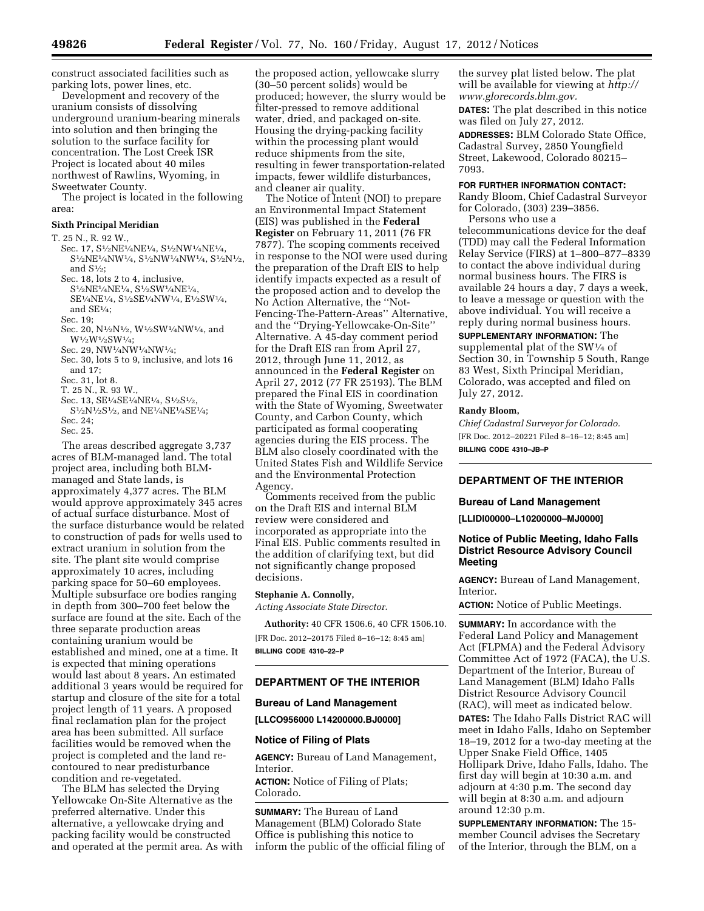construct associated facilities such as parking lots, power lines, etc.

Development and recovery of the uranium consists of dissolving underground uranium-bearing minerals into solution and then bringing the solution to the surface facility for concentration. The Lost Creek ISR Project is located about 40 miles northwest of Rawlins, Wyoming, in Sweetwater County.

The project is located in the following area:

**Sixth Principal Meridian**

T. 25 N., R. 92 W.,
Sec. 17, S½NE¼NE¼, S½NW¼NE¼, S½NE¼NW¼, S½NW¼NW¼, S½N½, and S½;
Sec. 18, lots 2 to 4, inclusive, S½NE¼NE¼, S½SW¼NE¼, SE¼NE¼, S½SE¼NW¼, E½SW¼, and SE¼;
Sec. 19;
Sec. 20, N½N½, W½SW¼NW¼, and W½W½SW¼;
Sec. 29, NW¼NW¼NW¼;
Sec. 30, lots 5 to 9, inclusive, and lots 16 and 17;
Sec. 31, lot 8.
T. 25 N., R. 93 W.,
Sec. 13, SE¼SE¼NE¼, S½S½, S½N½S½, and NE¼NE¼SE¼;
Sec. 24;
Sec. 25.

The areas described aggregate 3,737 acres of BLM-managed land. The total project area, including both BLM-managed and State lands, is approximately 4,377 acres. The BLM would approve approximately 345 acres of actual surface disturbance. Most of the surface disturbance would be related to construction of pads for wells used to extract uranium in solution from the site. The plant site would comprise approximately 10 acres, including parking space for 50–60 employees. Multiple subsurface ore bodies ranging in depth from 300–700 feet below the surface are found at the site. Each of the three separate production areas containing uranium would be established and mined, one at a time. It is expected that mining operations would last about 8 years. An estimated additional 3 years would be required for startup and closure of the site for a total project length of 11 years. A proposed final reclamation plan for the project area has been submitted. All surface facilities would be removed when the project is completed and the land re-contoured to near predisturbance condition and re-vegetated.

The BLM has selected the Drying Yellowcake On-Site Alternative as the preferred alternative. Under this alternative, a yellowcake drying and packing facility would be constructed and operated at the permit area. As with the proposed action, yellowcake slurry (30–50 percent solids) would be produced; however, the slurry would be filter-pressed to remove additional water, dried, and packaged on-site. Housing the drying-packing facility within the processing plant would reduce shipments from the site, resulting in fewer transportation-related impacts, fewer wildlife disturbances, and cleaner air quality.

The Notice of Intent (NOI) to prepare an Environmental Impact Statement (EIS) was published in the **Federal Register** on February 11, 2011 (76 FR 7877). The scoping comments received in response to the NOI were used during the preparation of the Draft EIS to help identify impacts expected as a result of the proposed action and to develop the No Action Alternative, the ''Not-Fencing-The-Pattern-Areas'' Alternative, and the ''Drying-Yellowcake-On-Site'' Alternative. A 45-day comment period for the Draft EIS ran from April 27, 2012, through June 11, 2012, as announced in the **Federal Register** on April 27, 2012 (77 FR 25193). The BLM prepared the Final EIS in coordination with the State of Wyoming, Sweetwater County, and Carbon County, which participated as formal cooperating agencies during the EIS process. The BLM also closely coordinated with the United States Fish and Wildlife Service and the Environmental Protection Agency.

Comments received from the public on the Draft EIS and internal BLM review were considered and incorporated as appropriate into the Final EIS. Public comments resulted in the addition of clarifying text, but did not significantly change proposed decisions.

**Stephanie A. Connolly,**
*Acting Associate State Director.*

**Authority:** 40 CFR 1506.6, 40 CFR 1506.10.

[FR Doc. 2012–20175 Filed 8–16–12; 8:45 am]
**BILLING CODE 4310–22–P**

---

## DEPARTMENT OF THE INTERIOR

### Bureau of Land Management

**[LLCO956000 L14200000.BJ0000]**

### Notice of Filing of Plats

**AGENCY:** Bureau of Land Management, Interior.

**ACTION:** Notice of Filing of Plats; Colorado.

**SUMMARY:** The Bureau of Land Management (BLM) Colorado State Office is publishing this notice to inform the public of the official filing of the survey plat listed below. The plat will be available for viewing at *http://www.glorecords.blm.gov.*

**DATES:** The plat described in this notice was filed on July 27, 2012.

**ADDRESSES:** BLM Colorado State Office, Cadastral Survey, 2850 Youngfield Street, Lakewood, Colorado 80215–7093.

**FOR FURTHER INFORMATION CONTACT:** Randy Bloom, Chief Cadastral Surveyor for Colorado, (303) 239–3856.

Persons who use a telecommunications device for the deaf (TDD) may call the Federal Information Relay Service (FIRS) at 1–800–877–8339 to contact the above individual during normal business hours. The FIRS is available 24 hours a day, 7 days a week, to leave a message or question with the above individual. You will receive a reply during normal business hours.

**SUPPLEMENTARY INFORMATION:** The supplemental plat of the SW¼ of Section 30, in Township 5 South, Range 83 West, Sixth Principal Meridian, Colorado, was accepted and filed on July 27, 2012.

**Randy Bloom,**
*Chief Cadastral Surveyor for Colorado.*

[FR Doc. 2012–20221 Filed 8–16–12; 8:45 am]
**BILLING CODE 4310–JB–P**

---

## DEPARTMENT OF THE INTERIOR

### Bureau of Land Management

**[LLIDI00000–L10200000–MJ0000]**

### Notice of Public Meeting, Idaho Falls District Resource Advisory Council Meeting

**AGENCY:** Bureau of Land Management, Interior.

**ACTION:** Notice of Public Meetings.

**SUMMARY:** In accordance with the Federal Land Policy and Management Act (FLPMA) and the Federal Advisory Committee Act of 1972 (FACA), the U.S. Department of the Interior, Bureau of Land Management (BLM) Idaho Falls District Resource Advisory Council (RAC), will meet as indicated below.

**DATES:** The Idaho Falls District RAC will meet in Idaho Falls, Idaho on September 18–19, 2012 for a two-day meeting at the Upper Snake Field Office, 1405 Hollipark Drive, Idaho Falls, Idaho. The first day will begin at 10:30 a.m. and adjourn at 4:30 p.m. The second day will begin at 8:30 a.m. and adjourn around 12:30 p.m.

**SUPPLEMENTARY INFORMATION:** The 15-member Council advises the Secretary of the Interior, through the BLM, on a